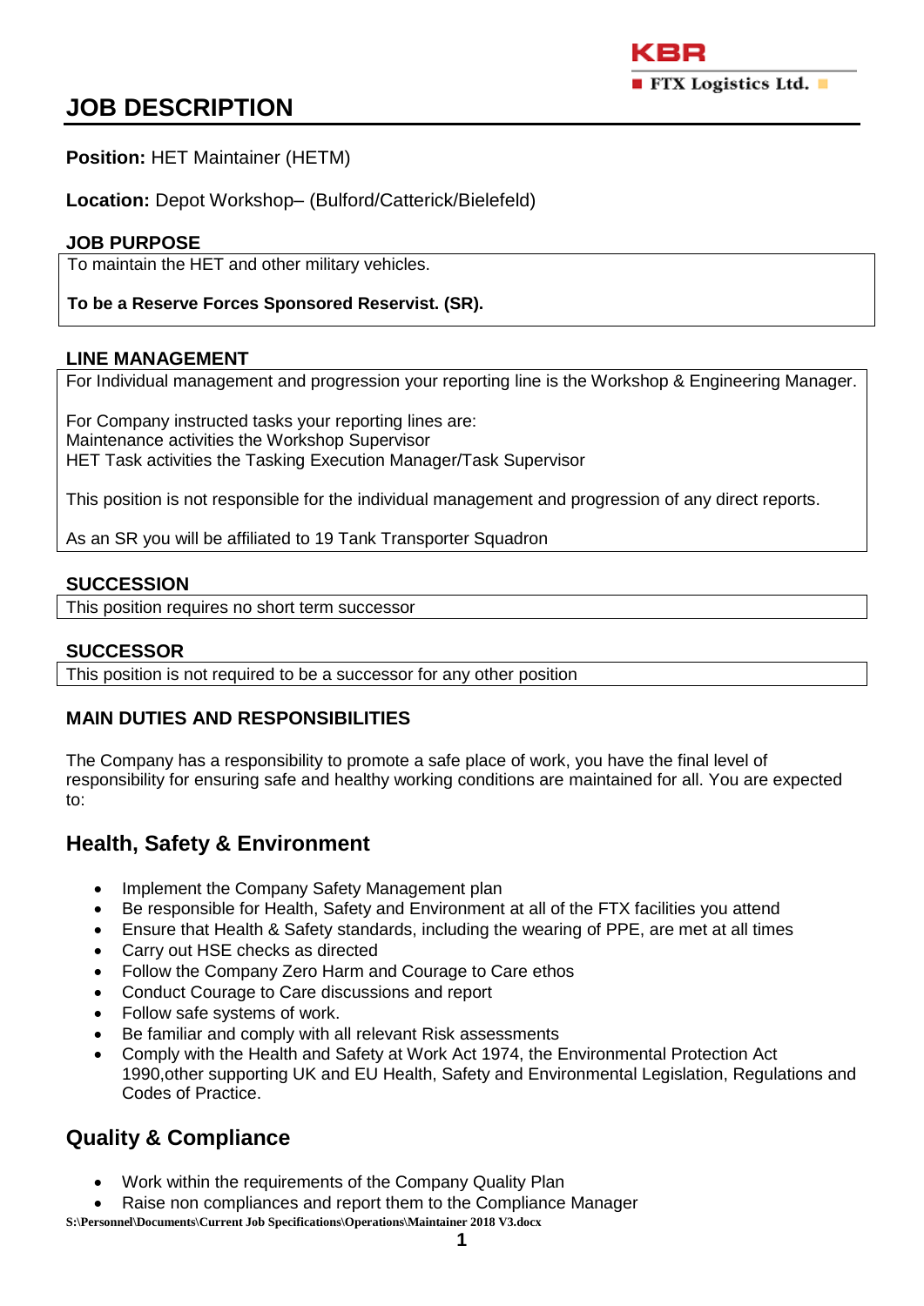# JOB DESCRIPTION

**Position:** HET Maintainer (HETM)

**Location:** Depot Workshop– (Bulford/Catterick/Bielefeld)

**JOB PURPOSE**

To maintain the HET and other military vehicles.

**To be a Reserve Forces Sponsored Reservist. (SR).**

**LINE MANAGEMENT**

For Individual management and progression your reporting line is the Workshop & Engineering Manager.

For Company instructed tasks your reporting lines are:
Maintenance activities the Workshop Supervisor
HET Task activities the Tasking Execution Manager/Task Supervisor

This position is not responsible for the individual management and progression of any direct reports.

As an SR you will be affiliated to 19 Tank Transporter Squadron

**SUCCESSION**

This position requires no short term successor

**SUCCESSOR**

This position is not required to be a successor for any other position

**MAIN DUTIES AND RESPONSIBILITIES**

The Company has a responsibility to promote a safe place of work, you have the final level of responsibility for ensuring safe and healthy working conditions are maintained for all. You are expected to:

## Health, Safety & Environment

- Implement the Company Safety Management plan
- Be responsible for Health, Safety and Environment at all of the FTX facilities you attend
- Ensure that Health & Safety standards, including the wearing of PPE, are met at all times
- Carry out HSE checks as directed
- Follow the Company Zero Harm and Courage to Care ethos
- Conduct Courage to Care discussions and report
- Follow safe systems of work.
- Be familiar and comply with all relevant Risk assessments
- Comply with the Health and Safety at Work Act 1974, the Environmental Protection Act 1990,other supporting UK and EU Health, Safety and Environmental Legislation, Regulations and Codes of Practice.

## Quality & Compliance

- Work within the requirements of the Company Quality Plan
- Raise non compliances and report them to the Compliance Manager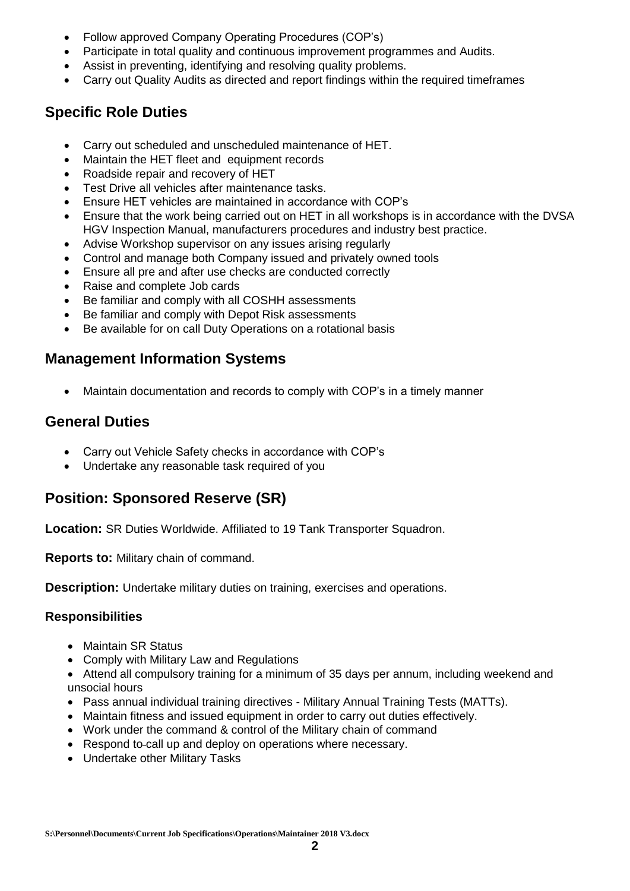- Follow approved Company Operating Procedures (COP's)
- Participate in total quality and continuous improvement programmes and Audits.
- Assist in preventing, identifying and resolving quality problems.
- Carry out Quality Audits as directed and report findings within the required timeframes

## Specific Role Duties

- Carry out scheduled and unscheduled maintenance of HET.
- Maintain the HET fleet and equipment records
- Roadside repair and recovery of HET
- Test Drive all vehicles after maintenance tasks.
- Ensure HET vehicles are maintained in accordance with COP's
- Ensure that the work being carried out on HET in all workshops is in accordance with the DVSA HGV Inspection Manual, manufacturers procedures and industry best practice.
- Advise Workshop supervisor on any issues arising regularly
- Control and manage both Company issued and privately owned tools
- Ensure all pre and after use checks are conducted correctly
- Raise and complete Job cards
- Be familiar and comply with all COSHH assessments
- Be familiar and comply with Depot Risk assessments
- Be available for on call Duty Operations on a rotational basis

## Management Information Systems

- Maintain documentation and records to comply with COP's in a timely manner

## General Duties

- Carry out Vehicle Safety checks in accordance with COP's
- Undertake any reasonable task required of you

## Position: Sponsored Reserve (SR)

**Location:** SR Duties Worldwide. Affiliated to 19 Tank Transporter Squadron.

**Reports to:** Military chain of command.

**Description:** Undertake military duties on training, exercises and operations.

### Responsibilities

- Maintain SR Status
- Comply with Military Law and Regulations
- Attend all compulsory training for a minimum of 35 days per annum, including weekend and unsocial hours
- Pass annual individual training directives - Military Annual Training Tests (MATTs).
- Maintain fitness and issued equipment in order to carry out duties effectively.
- Work under the command & control of the Military chain of command
- Respond to call up and deploy on operations where necessary.
- Undertake other Military Tasks

S:\Personnel\Documents\Current Job Specifications\Operations\Maintainer 2018 V3.docx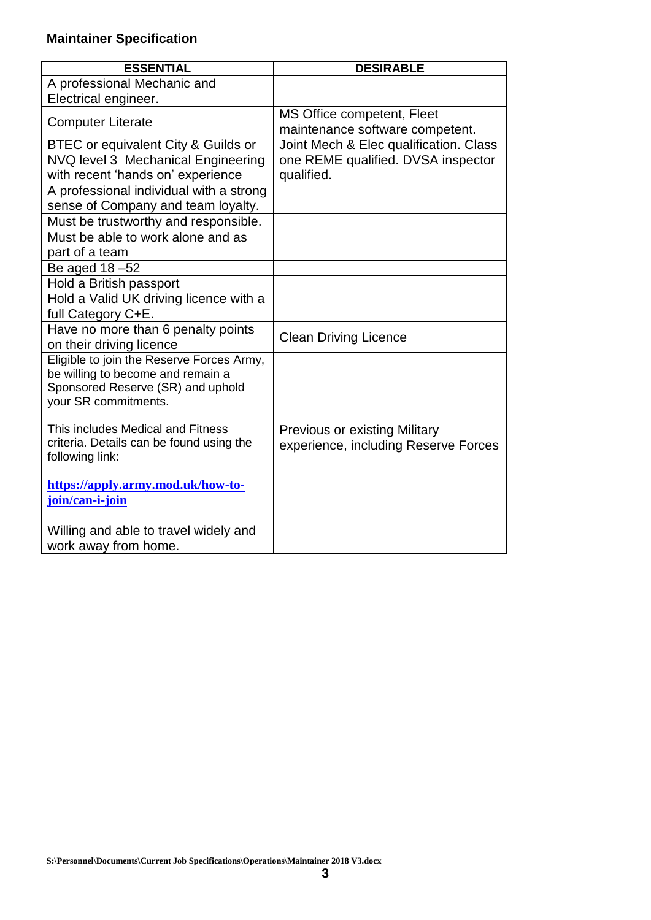**Maintainer Specification**

| ESSENTIAL | DESIRABLE |
|---|---|
| A professional Mechanic and Electrical engineer. | |
| Computer Literate | MS Office competent, Fleet maintenance software competent. |
| BTEC or equivalent City & Guilds or NVQ level 3 Mechanical Engineering with recent 'hands on' experience | Joint Mech & Elec qualification. Class one REME qualified. DVSA inspector qualified. |
| A professional individual with a strong sense of Company and team loyalty. | |
| Must be trustworthy and responsible. | |
| Must be able to work alone and as part of a team | |
| Be aged 18 –52 | |
| Hold a British passport | |
| Hold a Valid UK driving licence with a full Category C+E. | |
| Have no more than 6 penalty points on their driving licence | Clean Driving Licence |
| Eligible to join the Reserve Forces Army, be willing to become and remain a Sponsored Reserve (SR) and uphold your SR commitments.<br><br>This includes Medical and Fitness criteria. Details can be found using the following link:<br><br>**https://apply.army.mod.uk/how-to-join/can-i-join** | Previous or existing Military experience, including Reserve Forces |
| Willing and able to travel widely and work away from home. | |

S:\Personnel\Documents\Current Job Specifications\Operations\Maintainer 2018 V3.docx